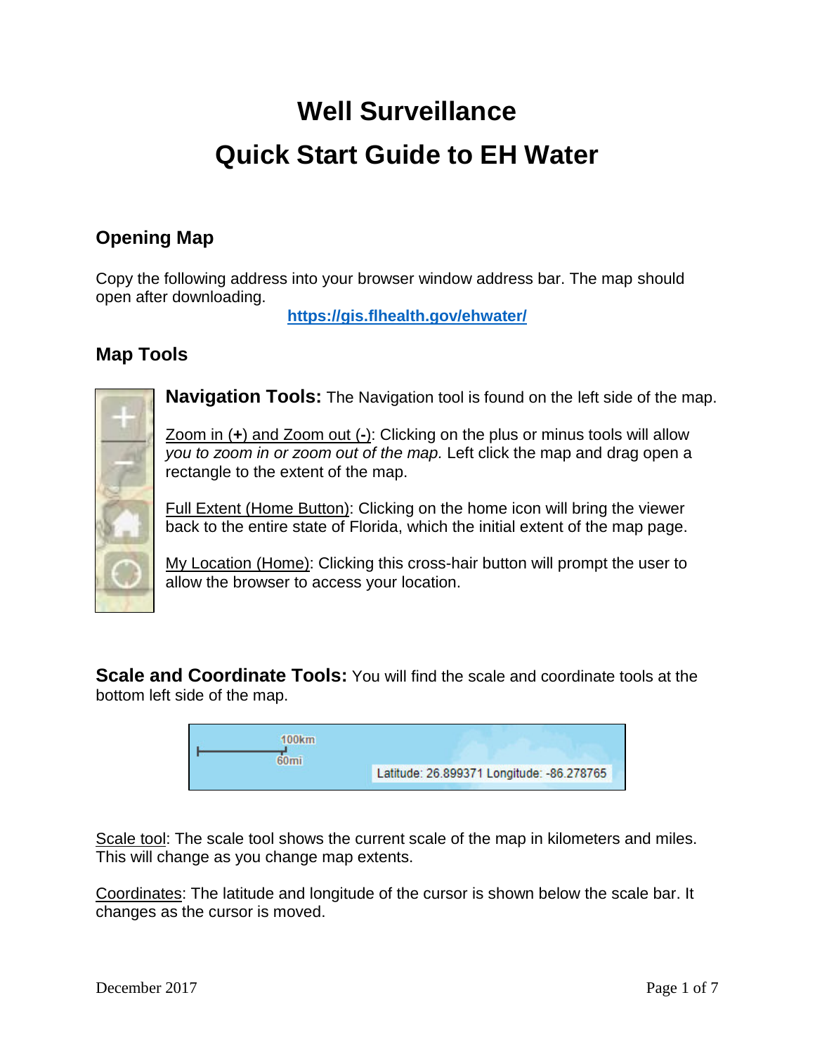# Well Surveillance

# Quick Start Guide to EH Water

## Opening Map

Copy the following address into your browser window address bar. The map should open after downloading.

**https://gis.flhealth.gov/ehwater/**

## Map Tools

**Navigation Tools:** The Navigation tool is found on the left side of the map.

Zoom in (**+**) and Zoom out (**-**): Clicking on the plus or minus tools will allow *you to zoom in or zoom out of the map.* Left click the map and drag open a rectangle to the extent of the map.

Full Extent (Home Button): Clicking on the home icon will bring the viewer back to the entire state of Florida, which the initial extent of the map page.

My Location (Home): Clicking this cross-hair button will prompt the user to allow the browser to access your location.

**Scale and Coordinate Tools:** You will find the scale and coordinate tools at the bottom left side of the map.

Scale tool: The scale tool shows the current scale of the map in kilometers and miles. This will change as you change map extents.

Coordinates: The latitude and longitude of the cursor is shown below the scale bar. It changes as the cursor is moved.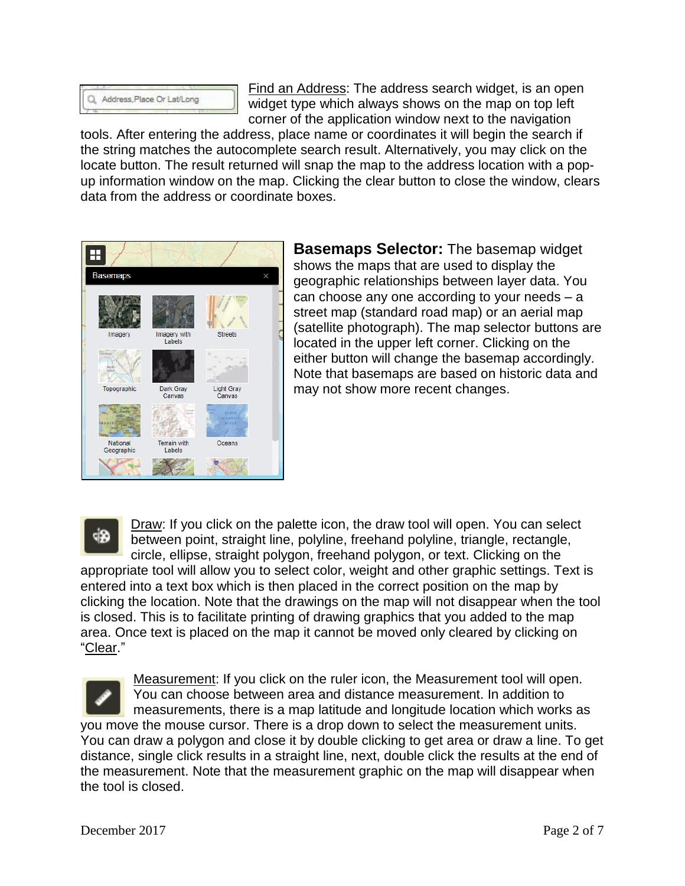Find an Address: The address search widget, is an open widget type which always shows on the map on top left corner of the application window next to the navigation tools. After entering the address, place name or coordinates it will begin the search if the string matches the autocomplete search result. Alternatively, you may click on the locate button. The result returned will snap the map to the address location with a pop-up information window on the map. Clicking the clear button to close the window, clears data from the address or coordinate boxes.

**Basemaps Selector:** The basemap widget shows the maps that are used to display the geographic relationships between layer data. You can choose any one according to your needs – a street map (standard road map) or an aerial map (satellite photograph). The map selector buttons are located in the upper left corner. Clicking on the either button will change the basemap accordingly. Note that basemaps are based on historic data and may not show more recent changes.

Draw: If you click on the palette icon, the draw tool will open. You can select between point, straight line, polyline, freehand polyline, triangle, rectangle, circle, ellipse, straight polygon, freehand polygon, or text. Clicking on the appropriate tool will allow you to select color, weight and other graphic settings. Text is entered into a text box which is then placed in the correct position on the map by clicking the location. Note that the drawings on the map will not disappear when the tool is closed. This is to facilitate printing of drawing graphics that you added to the map area. Once text is placed on the map it cannot be moved only cleared by clicking on "Clear."

Measurement: If you click on the ruler icon, the Measurement tool will open. You can choose between area and distance measurement. In addition to measurements, there is a map latitude and longitude location which works as you move the mouse cursor. There is a drop down to select the measurement units. You can draw a polygon and close it by double clicking to get area or draw a line. To get distance, single click results in a straight line, next, double click the results at the end of the measurement. Note that the measurement graphic on the map will disappear when the tool is closed.

December 2017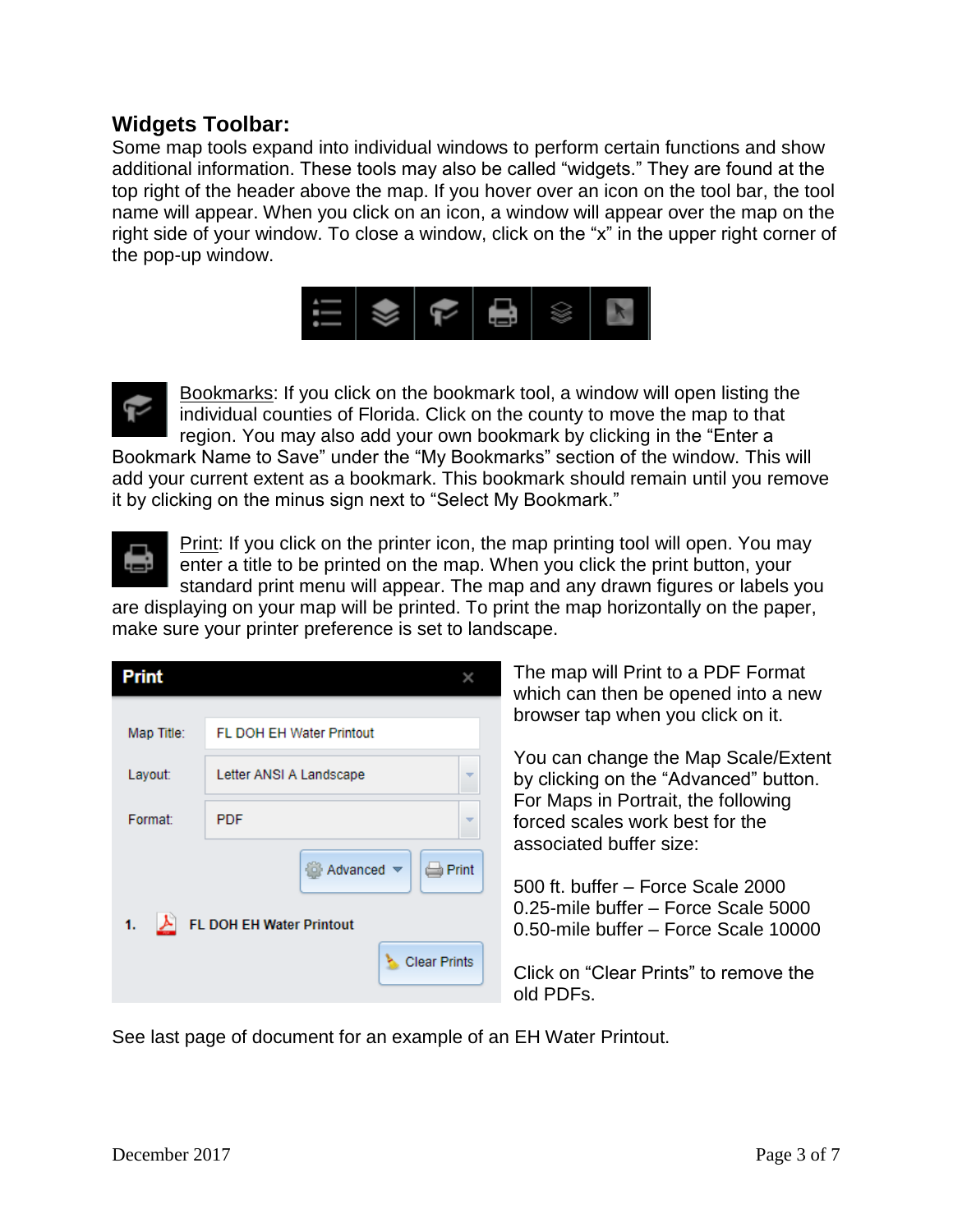## Widgets Toolbar:

Some map tools expand into individual windows to perform certain functions and show additional information. These tools may also be called “widgets.” They are found at the top right of the header above the map. If you hover over an icon on the tool bar, the tool name will appear. When you click on an icon, a window will appear over the map on the right side of your window. To close a window, click on the “x” in the upper right corner of the pop-up window.

Bookmarks: If you click on the bookmark tool, a window will open listing the individual counties of Florida. Click on the county to move the map to that region. You may also add your own bookmark by clicking in the “Enter a Bookmark Name to Save” under the “My Bookmarks” section of the window. This will add your current extent as a bookmark. This bookmark should remain until you remove it by clicking on the minus sign next to “Select My Bookmark.”

Print: If you click on the printer icon, the map printing tool will open. You may enter a title to be printed on the map. When you click the print button, your standard print menu will appear. The map and any drawn figures or labels you are displaying on your map will be printed. To print the map horizontally on the paper, make sure your printer preference is set to landscape.

The map will Print to a PDF Format which can then be opened into a new browser tap when you click on it.

You can change the Map Scale/Extent by clicking on the “Advanced” button. For Maps in Portrait, the following forced scales work best for the associated buffer size:

500 ft. buffer – Force Scale 2000
0.25-mile buffer – Force Scale 5000
0.50-mile buffer – Force Scale 10000

Click on “Clear Prints” to remove the old PDFs.

See last page of document for an example of an EH Water Printout.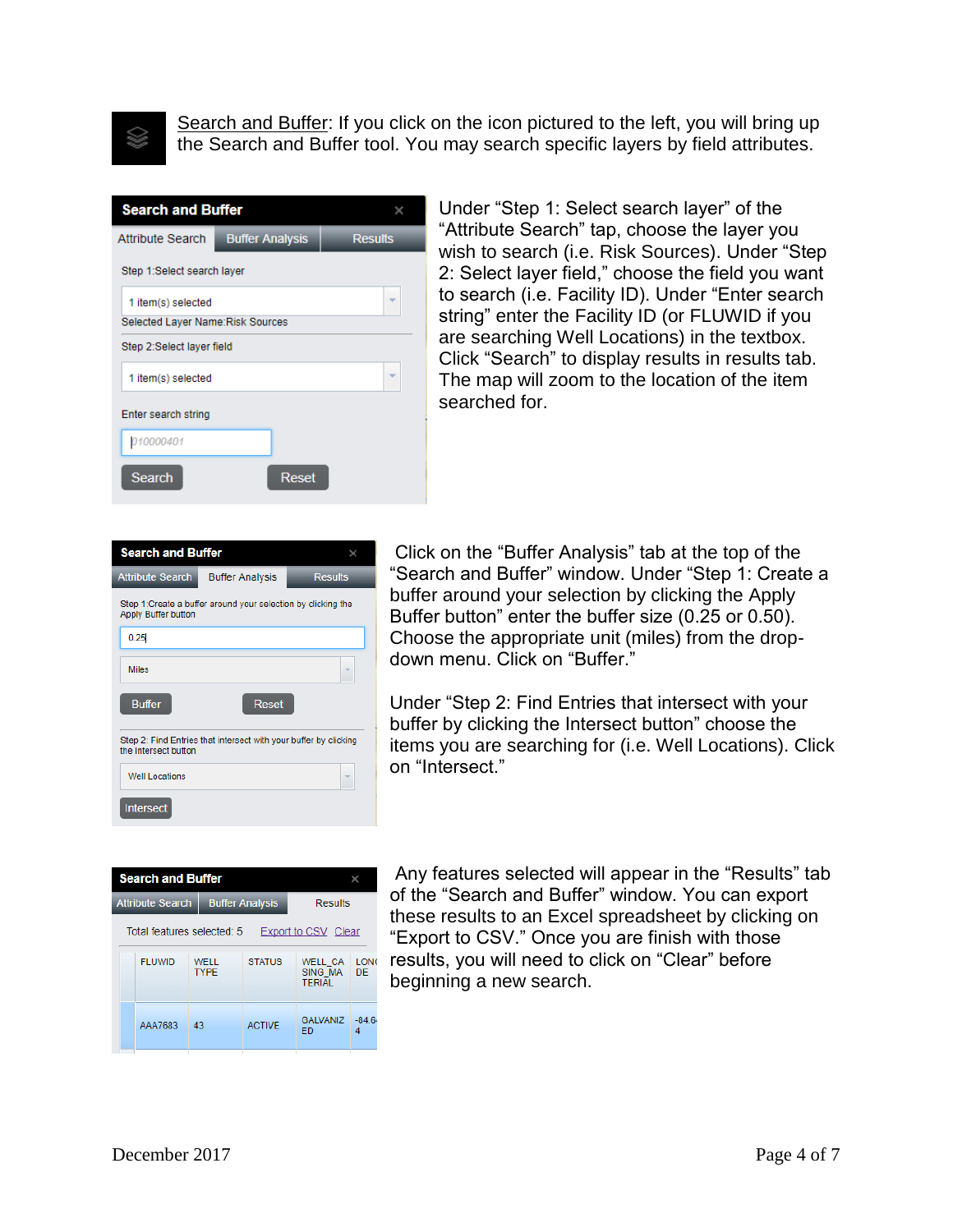<u>Search and Buffer</u>: If you click on the icon pictured to the left, you will bring up the Search and Buffer tool. You may search specific layers by field attributes.

Under "Step 1: Select search layer" of the "Attribute Search" tap, choose the layer you wish to search (i.e. Risk Sources). Under "Step 2: Select layer field," choose the field you want to search (i.e. Facility ID). Under "Enter search string" enter the Facility ID (or FLUWID if you are searching Well Locations) in the textbox. Click "Search" to display results in results tab. The map will zoom to the location of the item searched for.

Click on the "Buffer Analysis" tab at the top of the "Search and Buffer" window. Under "Step 1: Create a buffer around your selection by clicking the Apply Buffer button" enter the buffer size (0.25 or 0.50). Choose the appropriate unit (miles) from the drop-down menu. Click on "Buffer."

Under "Step 2: Find Entries that intersect with your buffer by clicking the Intersect button" choose the items you are searching for (i.e. Well Locations). Click on "Intersect."

Any features selected will appear in the "Results" tab of the "Search and Buffer" window. You can export these results to an Excel spreadsheet by clicking on "Export to CSV." Once you are finish with those results, you will need to click on "Clear" before beginning a new search.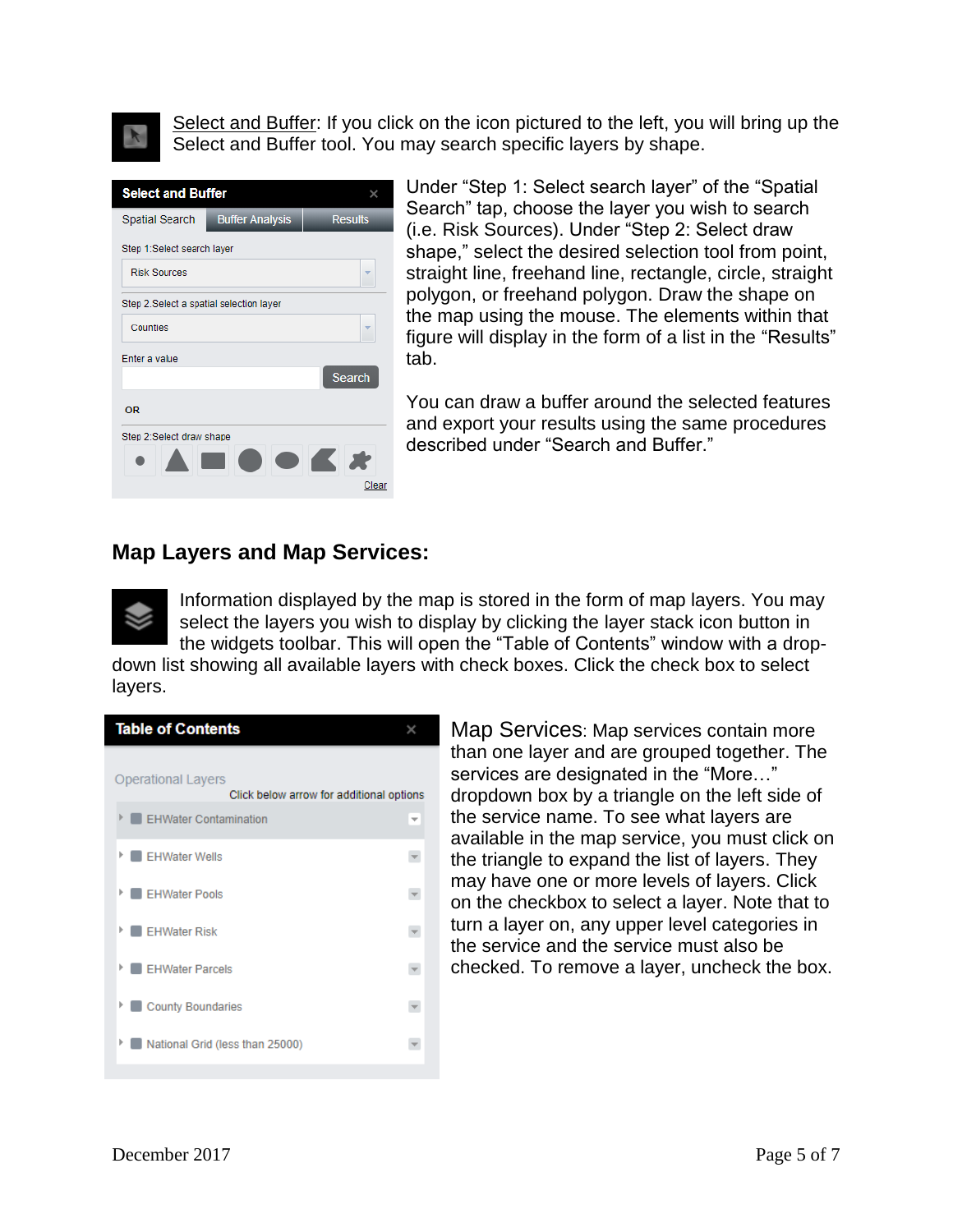Select and Buffer: If you click on the icon pictured to the left, you will bring up the Select and Buffer tool. You may search specific layers by shape.

Under "Step 1: Select search layer" of the "Spatial Search" tap, choose the layer you wish to search (i.e. Risk Sources). Under "Step 2: Select draw shape," select the desired selection tool from point, straight line, freehand line, rectangle, circle, straight polygon, or freehand polygon. Draw the shape on the map using the mouse. The elements within that figure will display in the form of a list in the "Results" tab.

You can draw a buffer around the selected features and export your results using the same procedures described under "Search and Buffer."

## Map Layers and Map Services:

Information displayed by the map is stored in the form of map layers. You may select the layers you wish to display by clicking the layer stack icon button in the widgets toolbar. This will open the "Table of Contents" window with a drop-down list showing all available layers with check boxes. Click the check box to select layers.

Map Services: Map services contain more than one layer and are grouped together. The services are designated in the "More…" dropdown box by a triangle on the left side of the service name. To see what layers are available in the map service, you must click on the triangle to expand the list of layers. They may have one or more levels of layers. Click on the checkbox to select a layer. Note that to turn a layer on, any upper level categories in the service and the service must also be checked. To remove a layer, uncheck the box.

December 2017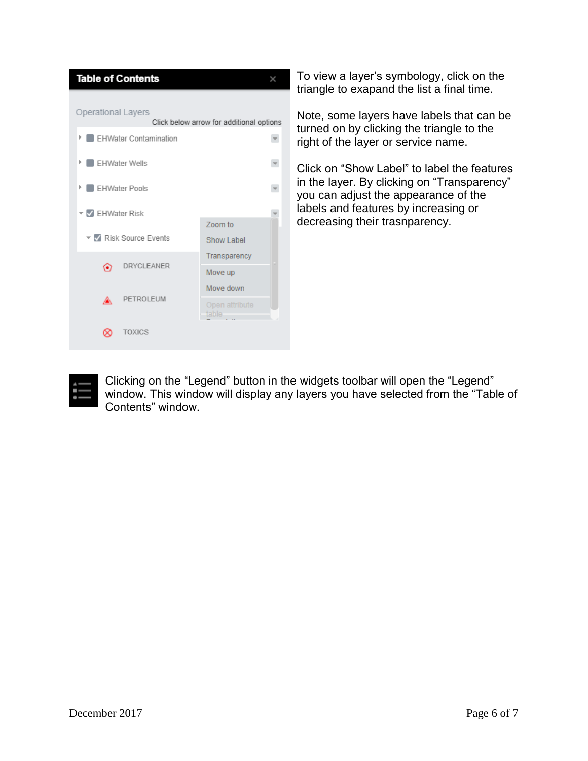To view a layer's symbology, click on the triangle to exapand the list a final time.

Note, some layers have labels that can be turned on by clicking the triangle to the right of the layer or service name.

Click on "Show Label" to label the features in the layer. By clicking on "Transparency" you can adjust the appearance of the labels and features by increasing or decreasing their trasnparency.

Clicking on the "Legend" button in the widgets toolbar will open the "Legend" window. This window will display any layers you have selected from the "Table of Contents" window.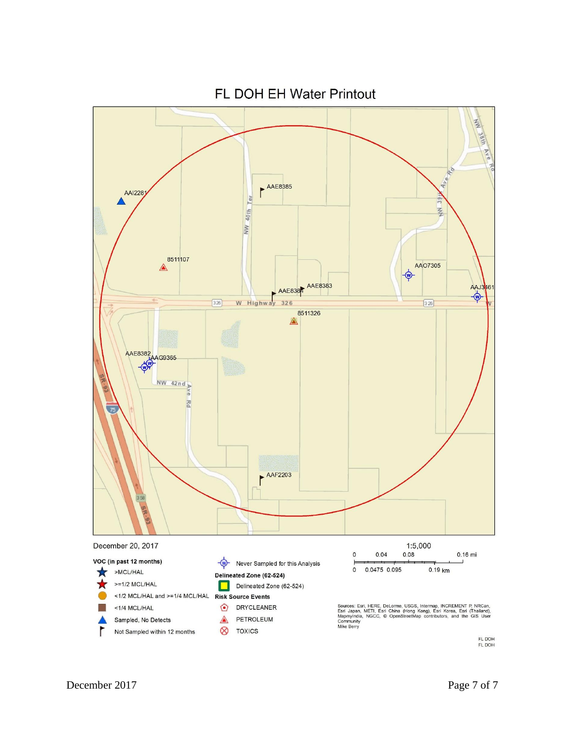# FL DOH EH Water Printout

AAE8385

AAI2281

NW 40th Ter

NW 39th Ave Rd

NW 38th Ave Rd

8511107

AAO7305

AAE8384

AAE8383

AAJ3461

326

W Highway 326

326

8511326

AAE8382

AAG9365

NW 42nd Ave Rd

SR-93

75

AAF2203

358

SR-93

December 20, 2017

1:5,000

0 0.04 0.08 0.16 mi

0 0.0475 0.095 0.19 km

**VOC (in past 12 months)**

- \>MCL/HAL
- \>=1/2 MCL/HAL
- <1/2 MCL/HAL and >=1/4 MCL/HAL
- <1/4 MCL/HAL
- Sampled, No Detects
- Not Sampled within 12 months

Never Sampled for this Analysis

**Delineated Zone (62-524)**

- Delineated Zone (62-524)

**Risk Source Events**

- DRYCLEANER
- PETROLEUM
- TOXICS

Sources: Esri, HERE, DeLorme, USGS, Intermap, INCREMENT P, NRCan, Esri Japan, METI, Esri China (Hong Kong), Esri Korea, Esri (Thailand), MapmyIndia, NGCC, © OpenStreetMap contributors, and the GIS User Community
Mike Berry

FL DOH
FL DOH

December 2017